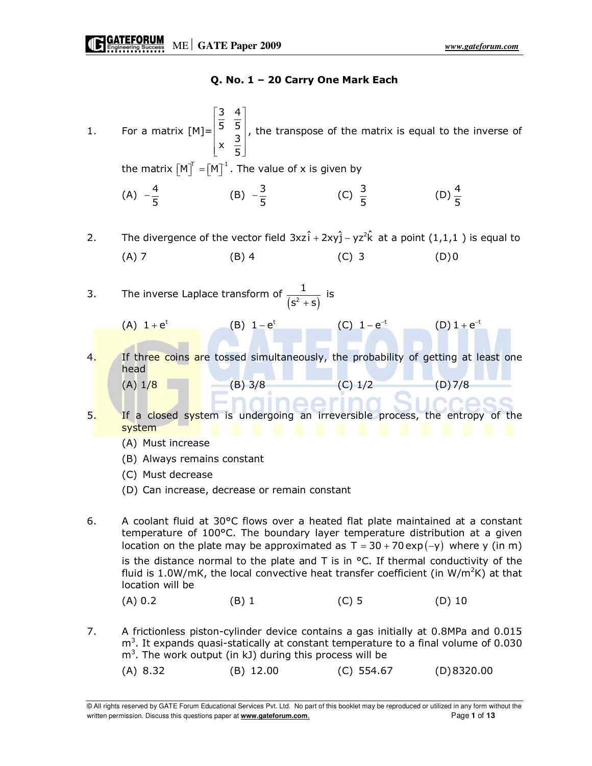## Q. No. 1 – 20 Carry One Mark Each

1. For a matrix $[M]=\begin{bmatrix} \frac{3}{5} & \frac{4}{5} \\ x & \frac{3}{5} \end{bmatrix}$, the transpose of the matrix is equal to the inverse of the matrix $[M]^T = [M]^{-1}$. The value of x is given by

   (A) $-\frac{4}{5}$ (B) $-\frac{3}{5}$ (C) $\frac{3}{5}$ (D) $\frac{4}{5}$

2. The divergence of the vector field $3xz\hat{i} + 2xy\hat{j} - yz^2\hat{k}$ at a point (1,1,1 ) is equal to

   (A) 7 (B) 4 (C) 3 (D) 0

3. The inverse Laplace transform of $\frac{1}{(s^2+s)}$ is

   (A) $1+e^t$ (B) $1-e^t$ (C) $1-e^{-t}$ (D) $1+e^{-t}$

4. If three coins are tossed simultaneously, the probability of getting at least one head

   (A) 1/8 (B) 3/8 (C) 1/2 (D) 7/8

5. If a closed system is undergoing an irreversible process, the entropy of the system

   (A) Must increase
   (B) Always remains constant
   (C) Must decrease
   (D) Can increase, decrease or remain constant

6. A coolant fluid at 30°C flows over a heated flat plate maintained at a constant temperature of 100°C. The boundary layer temperature distribution at a given location on the plate may be approximated as $T = 30 + 70\exp(-y)$ where y (in m) is the distance normal to the plate and T is in °C. If thermal conductivity of the fluid is 1.0W/mK, the local convective heat transfer coefficient (in $W/m^2K$) at that location will be

   (A) 0.2 (B) 1 (C) 5 (D) 10

7. A frictionless piston-cylinder device contains a gas initially at 0.8MPa and 0.015 $m^3$. It expands quasi-statically at constant temperature to a final volume of 0.030 $m^3$. The work output (in kJ) during this process will be

   (A) 8.32 (B) 12.00 (C) 554.67 (D) 8320.00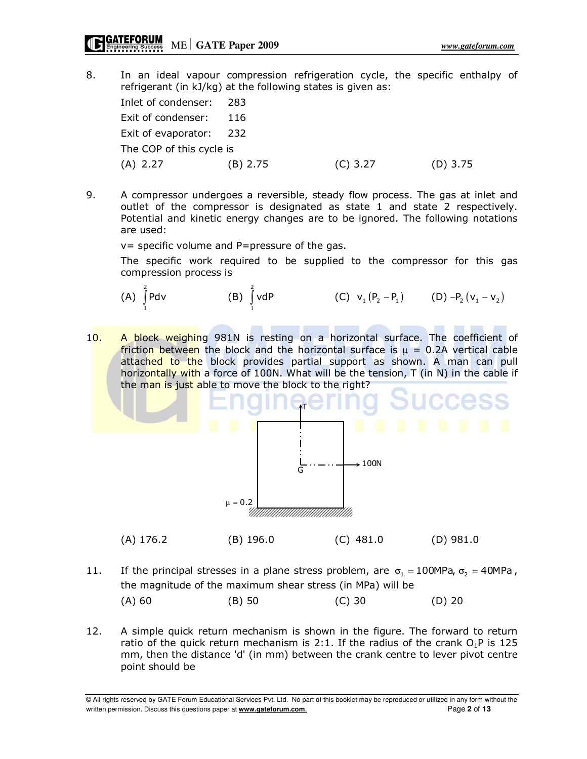8. In an ideal vapour compression refrigeration cycle, the specific enthalpy of refrigerant (in kJ/kg) at the following states is given as:

   Inlet of condenser: 283

   Exit of condenser: 116

   Exit of evaporator: 232

   The COP of this cycle is

   (A) 2.27 (B) 2.75 (C) 3.27 (D) 3.75

9. A compressor undergoes a reversible, steady flow process. The gas at inlet and outlet of the compressor is designated as state 1 and state 2 respectively. Potential and kinetic energy changes are to be ignored. The following notations are used:

   v= specific volume and P=pressure of the gas.

   The specific work required to be supplied to the compressor for this gas compression process is

   (A) $\int_1^2 Pdv$ (B) $\int_1^2 vdP$ (C) $v_1(P_2 - P_1)$ (D) $-P_2(v_1 - v_2)$

10. A block weighing 981N is resting on a horizontal surface. The coefficient of friction between the block and the horizontal surface is $\mu$ = 0.2A vertical cable attached to the block provides partial support as shown. A man can pull horizontally with a force of 100N. What will be the tension, T (in N) in the cable if the man is just able to move the block to the right?

    T

    G

    100N

    $\mu = 0.2$

    (A) 176.2 (B) 196.0 (C) 481.0 (D) 981.0

11. If the principal stresses in a plane stress problem, are $\sigma_1 = 100\text{MPa}, \sigma_2 = 40\text{MPa}$, the magnitude of the maximum shear stress (in MPa) will be

    (A) 60 (B) 50 (C) 30 (D) 20

12. A simple quick return mechanism is shown in the figure. The forward to return ratio of the quick return mechanism is 2:1. If the radius of the crank $O_1P$ is 125 mm, then the distance 'd' (in mm) between the crank centre to lever pivot centre point should be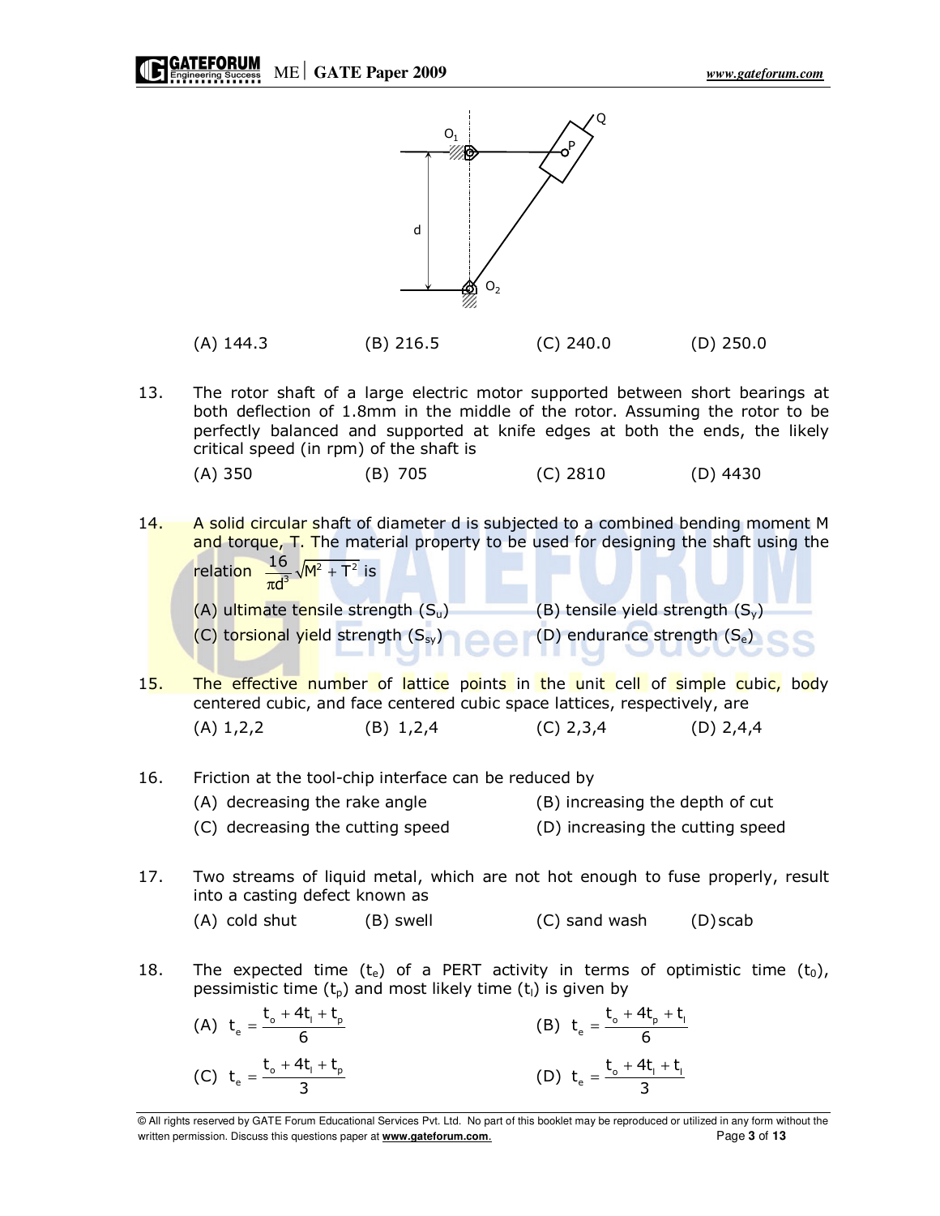(A) 144.3 (B) 216.5 (C) 240.0 (D) 250.0

13. The rotor shaft of a large electric motor supported between short bearings at both deflection of 1.8mm in the middle of the rotor. Assuming the rotor to be perfectly balanced and supported at knife edges at both the ends, the likely critical speed (in rpm) of the shaft is

    (A) 350 (B) 705 (C) 2810 (D) 4430

14. A solid circular shaft of diameter d is subjected to a combined bending moment M and torque, T. The material property to be used for designing the shaft using the relation $\frac{16}{\pi d^3}\sqrt{M^2 + T^2}$ is

    (A) ultimate tensile strength ($S_u$)
    (B) tensile yield strength ($S_y$)
    (C) torsional yield strength ($S_{sy}$)
    (D) endurance strength ($S_e$)

15. The effective number of lattice points in the unit cell of simple cubic, body centered cubic, and face centered cubic space lattices, respectively, are

    (A) 1,2,2 (B) 1,2,4 (C) 2,3,4 (D) 2,4,4

16. Friction at the tool-chip interface can be reduced by

    (A) decreasing the rake angle
    (B) increasing the depth of cut
    (C) decreasing the cutting speed
    (D) increasing the cutting speed

17. Two streams of liquid metal, which are not hot enough to fuse properly, result into a casting defect known as

    (A) cold shut (B) swell (C) sand wash (D) scab

18. The expected time ($t_e$) of a PERT activity in terms of optimistic time ($t_0$), pessimistic time ($t_p$) and most likely time ($t_l$) is given by

    (A) $t_e = \frac{t_o + 4t_l + t_p}{6}$
    (B) $t_e = \frac{t_o + 4t_p + t_l}{6}$
    (C) $t_e = \frac{t_o + 4t_l + t_p}{3}$
    (D) $t_e = \frac{t_o + 4t_p + t_l}{3}$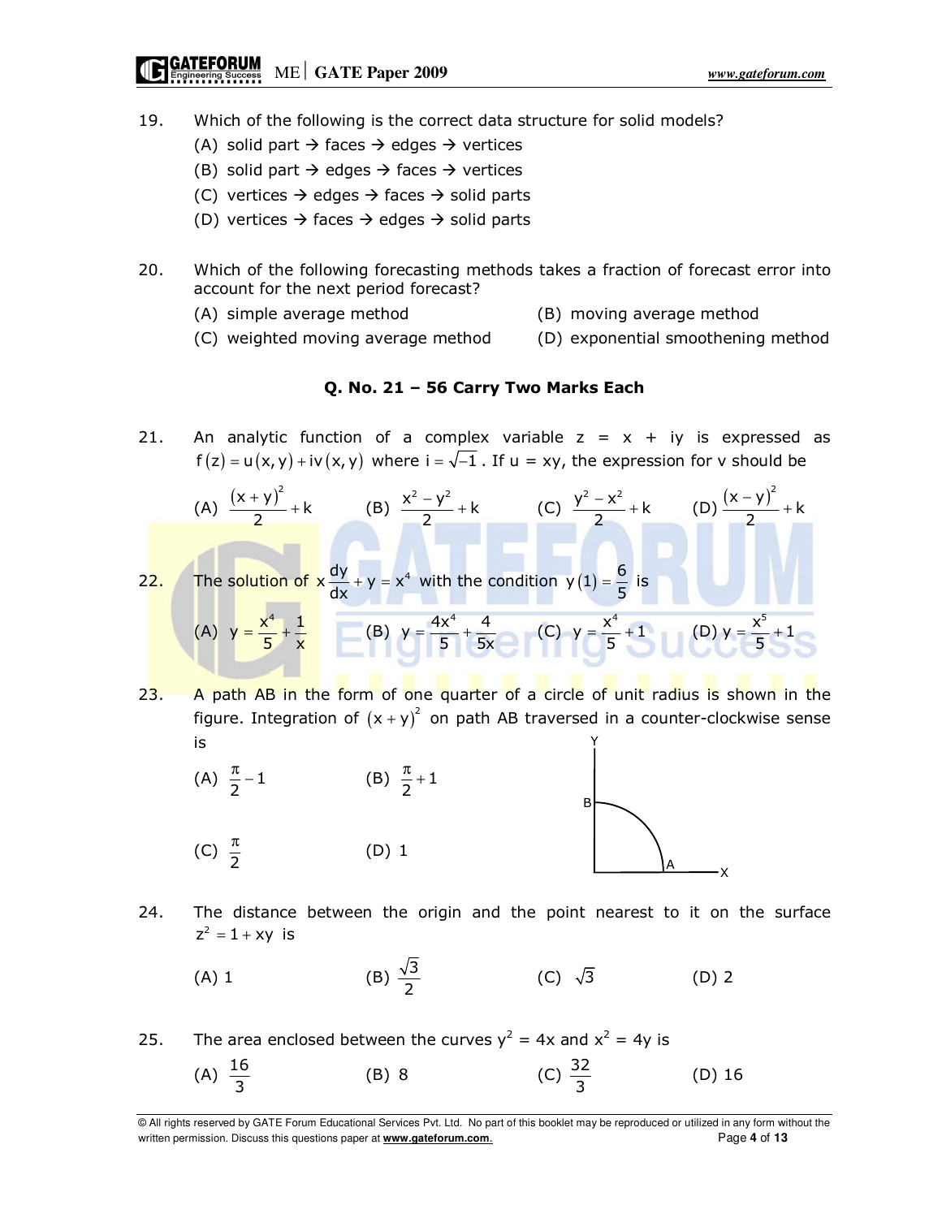19. Which of the following is the correct data structure for solid models?

   (A) solid part → faces → edges → vertices

   (B) solid part → edges → faces → vertices

   (C) vertices → edges → faces → solid parts

   (D) vertices → faces → edges → solid parts

20. Which of the following forecasting methods takes a fraction of forecast error into account for the next period forecast?

   (A) simple average method

   (B) moving average method

   (C) weighted moving average method

   (D) exponential smoothening method

**Q. No. 21 – 56 Carry Two Marks Each**

21. An analytic function of a complex variable z = x + iy is expressed as $f(z) = u(x,y) + iv(x,y)$ where $i = \sqrt{-1}$. If u = xy, the expression for v should be

   (A) $\frac{(x+y)^2}{2} + k$

   (B) $\frac{x^2 - y^2}{2} + k$

   (C) $\frac{y^2 - x^2}{2} + k$

   (D) $\frac{(x-y)^2}{2} + k$

22. The solution of $x\frac{dy}{dx} + y = x^4$ with the condition $y(1) = \frac{6}{5}$ is

   (A) $y = \frac{x^4}{5} + \frac{1}{x}$

   (B) $y = \frac{4x^4}{5} + \frac{4}{5x}$

   (C) $y = \frac{x^4}{5} + 1$

   (D) $y = \frac{x^5}{5} + 1$

23. A path AB in the form of one quarter of a circle of unit radius is shown in the figure. Integration of $(x+y)^2$ on path AB traversed in a counter-clockwise sense is

   (A) $\frac{\pi}{2} - 1$

   (B) $\frac{\pi}{2} + 1$

   (C) $\frac{\pi}{2}$

   (D) 1

24. The distance between the origin and the point nearest to it on the surface $z^2 = 1 + xy$ is

   (A) 1

   (B) $\frac{\sqrt{3}}{2}$

   (C) $\sqrt{3}$

   (D) 2

25. The area enclosed between the curves $y^2 = 4x$ and $x^2 = 4y$ is

   (A) $\frac{16}{3}$

   (B) 8

   (C) $\frac{32}{3}$

   (D) 16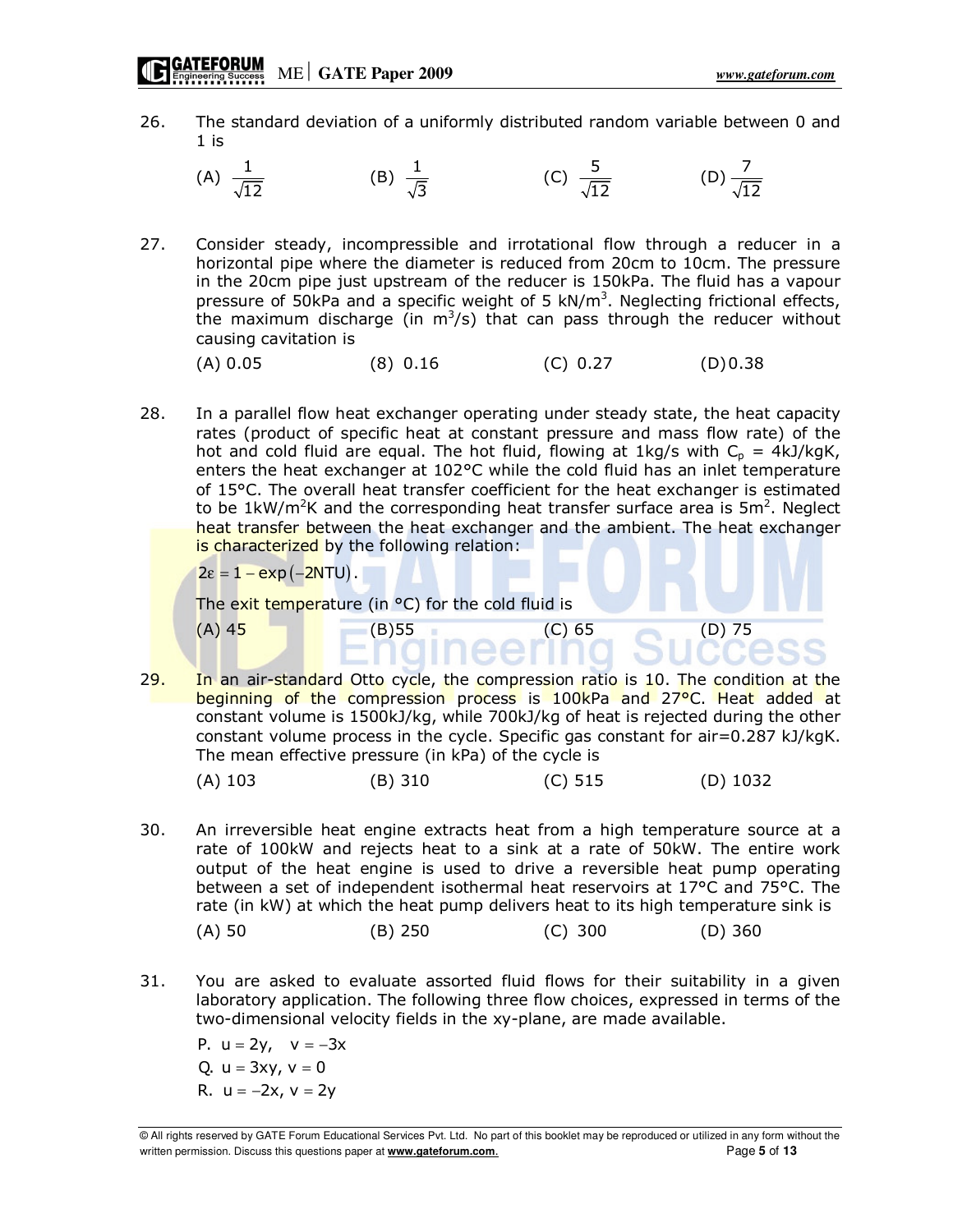26. The standard deviation of a uniformly distributed random variable between 0 and 1 is

    (A) $\frac{1}{\sqrt{12}}$ (B) $\frac{1}{\sqrt{3}}$ (C) $\frac{5}{\sqrt{12}}$ (D) $\frac{7}{\sqrt{12}}$

27. Consider steady, incompressible and irrotational flow through a reducer in a horizontal pipe where the diameter is reduced from 20cm to 10cm. The pressure in the 20cm pipe just upstream of the reducer is 150kPa. The fluid has a vapour pressure of 50kPa and a specific weight of 5 $kN/m^3$. Neglecting frictional effects, the maximum discharge (in $m^3/s$) that can pass through the reducer without causing cavitation is

    (A) 0.05 (8) 0.16 (C) 0.27 (D)0.38

28. In a parallel flow heat exchanger operating under steady state, the heat capacity rates (product of specific heat at constant pressure and mass flow rate) of the hot and cold fluid are equal. The hot fluid, flowing at 1kg/s with $C_p$ = 4kJ/kgK, enters the heat exchanger at 102°C while the cold fluid has an inlet temperature of 15°C. The overall heat transfer coefficient for the heat exchanger is estimated to be 1kW/$m^2$K and the corresponding heat transfer surface area is 5$m^2$. Neglect heat transfer between the heat exchanger and the ambient. The heat exchanger is characterized by the following relation:

    $2\varepsilon = 1 - \exp(-2\text{NTU})$.

    The exit temperature (in °C) for the cold fluid is

    (A) 45 (B)55 (C) 65 (D) 75

29. In an air-standard Otto cycle, the compression ratio is 10. The condition at the beginning of the compression process is 100kPa and 27°C. Heat added at constant volume is 1500kJ/kg, while 700kJ/kg of heat is rejected during the other constant volume process in the cycle. Specific gas constant for air=0.287 kJ/kgK. The mean effective pressure (in kPa) of the cycle is

    (A) 103 (B) 310 (C) 515 (D) 1032

30. An irreversible heat engine extracts heat from a high temperature source at a rate of 100kW and rejects heat to a sink at a rate of 50kW. The entire work output of the heat engine is used to drive a reversible heat pump operating between a set of independent isothermal heat reservoirs at 17°C and 75°C. The rate (in kW) at which the heat pump delivers heat to its high temperature sink is

    (A) 50 (B) 250 (C) 300 (D) 360

31. You are asked to evaluate assorted fluid flows for their suitability in a given laboratory application. The following three flow choices, expressed in terms of the two-dimensional velocity fields in the xy-plane, are made available.

    P. $u = 2y, \quad v = -3x$

    Q. $u = 3xy, v = 0$

    R. $u = -2x, v = 2y$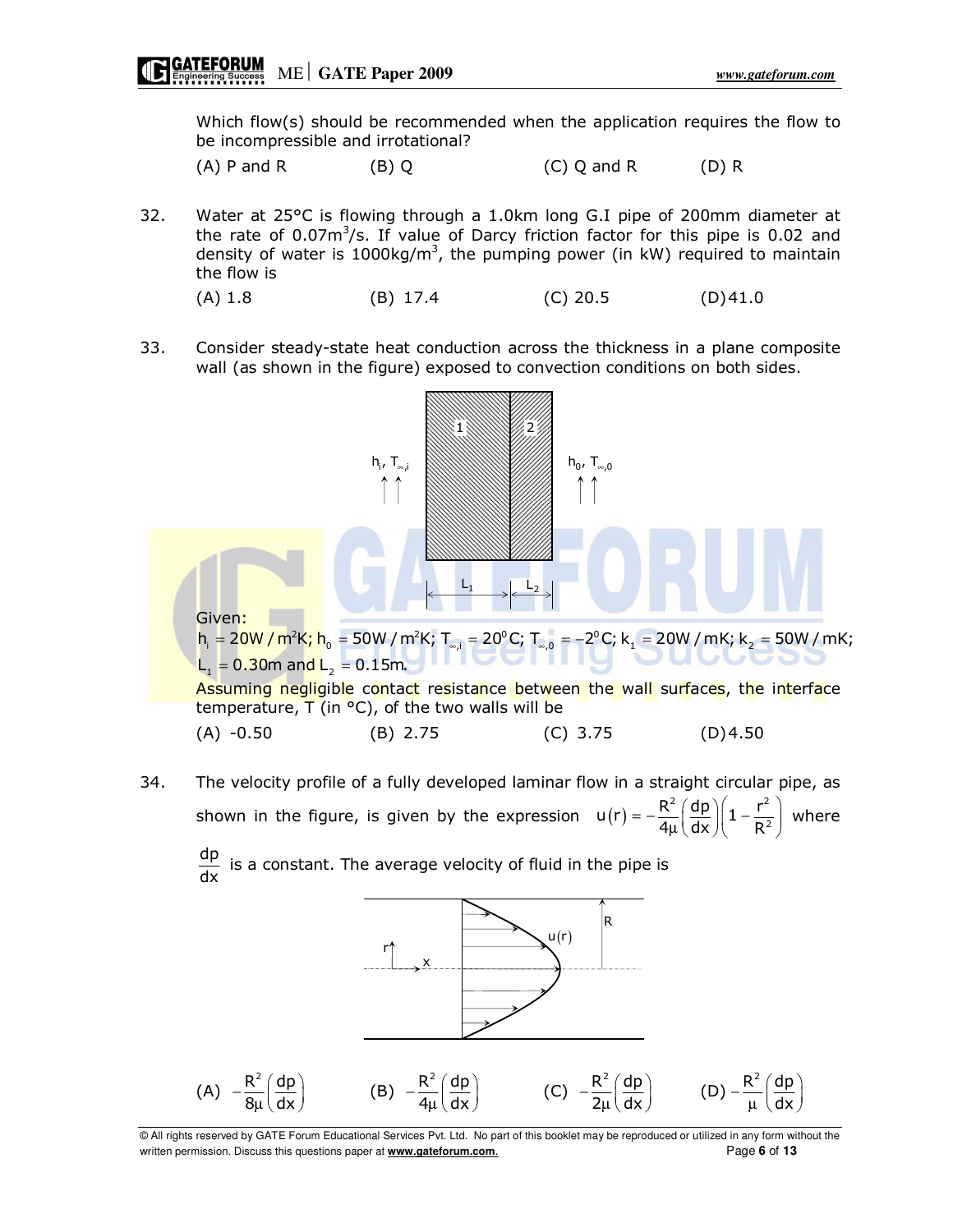Which flow(s) should be recommended when the application requires the flow to be incompressible and irrotational?

(A) P and R (B) Q (C) Q and R (D) R

32. Water at 25°C is flowing through a 1.0km long G.I pipe of 200mm diameter at the rate of $0.07m^3/s$. If value of Darcy friction factor for this pipe is 0.02 and density of water is $1000kg/m^3$, the pumping power (in kW) required to maintain the flow is

(A) 1.8 (B) 17.4 (C) 20.5 (D) 41.0

33. Consider steady-state heat conduction across the thickness in a plane composite wall (as shown in the figure) exposed to convection conditions on both sides.

Given:
$h_i = 20W/m^2K;\ h_0 = 50W/m^2K;\ T_{\infty,i} = 20^0C;\ T_{\infty,0} = -2^0C;\ k_1 = 20W/mK;\ k_2 = 50W/mK;$
$L_1 = 0.30m$ and $L_2 = 0.15m.$

Assuming negligible contact resistance between the wall surfaces, the interface temperature, T (in °C), of the two walls will be

(A) -0.50 (B) 2.75 (C) 3.75 (D) 4.50

34. The velocity profile of a fully developed laminar flow in a straight circular pipe, as shown in the figure, is given by the expression $u(r) = -\frac{R^2}{4\mu}\left(\frac{dp}{dx}\right)\left(1-\frac{r^2}{R^2}\right)$ where $\frac{dp}{dx}$ is a constant. The average velocity of fluid in the pipe is

(A) $-\frac{R^2}{8\mu}\left(\frac{dp}{dx}\right)$ (B) $-\frac{R^2}{4\mu}\left(\frac{dp}{dx}\right)$ (C) $-\frac{R^2}{2\mu}\left(\frac{dp}{dx}\right)$ (D) $-\frac{R^2}{\mu}\left(\frac{dp}{dx}\right)$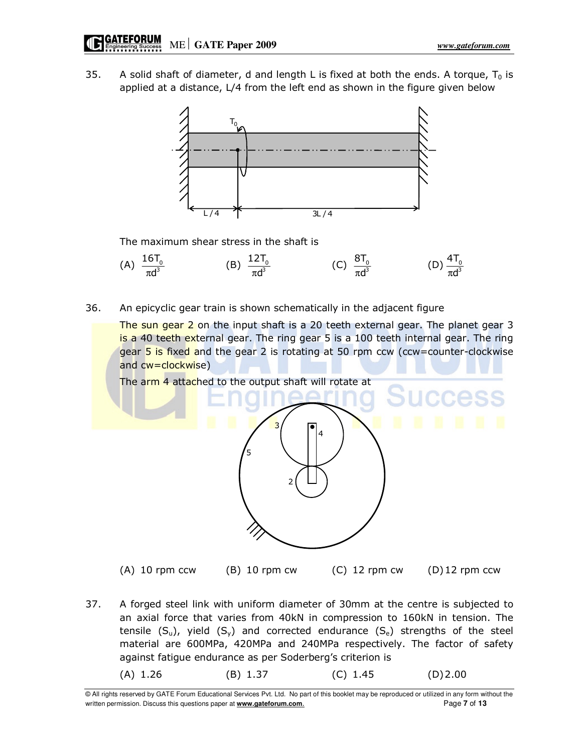35. A solid shaft of diameter, d and length L is fixed at both the ends. A torque, $T_0$ is applied at a distance, L/4 from the left end as shown in the figure given below

The maximum shear stress in the shaft is

(A) $\frac{16T_0}{\pi d^3}$ (B) $\frac{12T_0}{\pi d^3}$ (C) $\frac{8T_0}{\pi d^3}$ (D) $\frac{4T_0}{\pi d^3}$

36. An epicyclic gear train is shown schematically in the adjacent figure

The sun gear 2 on the input shaft is a 20 teeth external gear. The planet gear 3 is a 40 teeth external gear. The ring gear 5 is a 100 teeth internal gear. The ring gear 5 is fixed and the gear 2 is rotating at 50 rpm ccw (ccw=counter-clockwise and cw=clockwise)

The arm 4 attached to the output shaft will rotate at

(A) 10 rpm ccw (B) 10 rpm cw (C) 12 rpm cw (D) 12 rpm ccw

37. A forged steel link with uniform diameter of 30mm at the centre is subjected to an axial force that varies from 40kN in compression to 160kN in tension. The tensile ($S_u$), yield ($S_y$) and corrected endurance ($S_e$) strengths of the steel material are 600MPa, 420MPa and 240MPa respectively. The factor of safety against fatigue endurance as per Soderberg's criterion is

(A) 1.26 (B) 1.37 (C) 1.45 (D) 2.00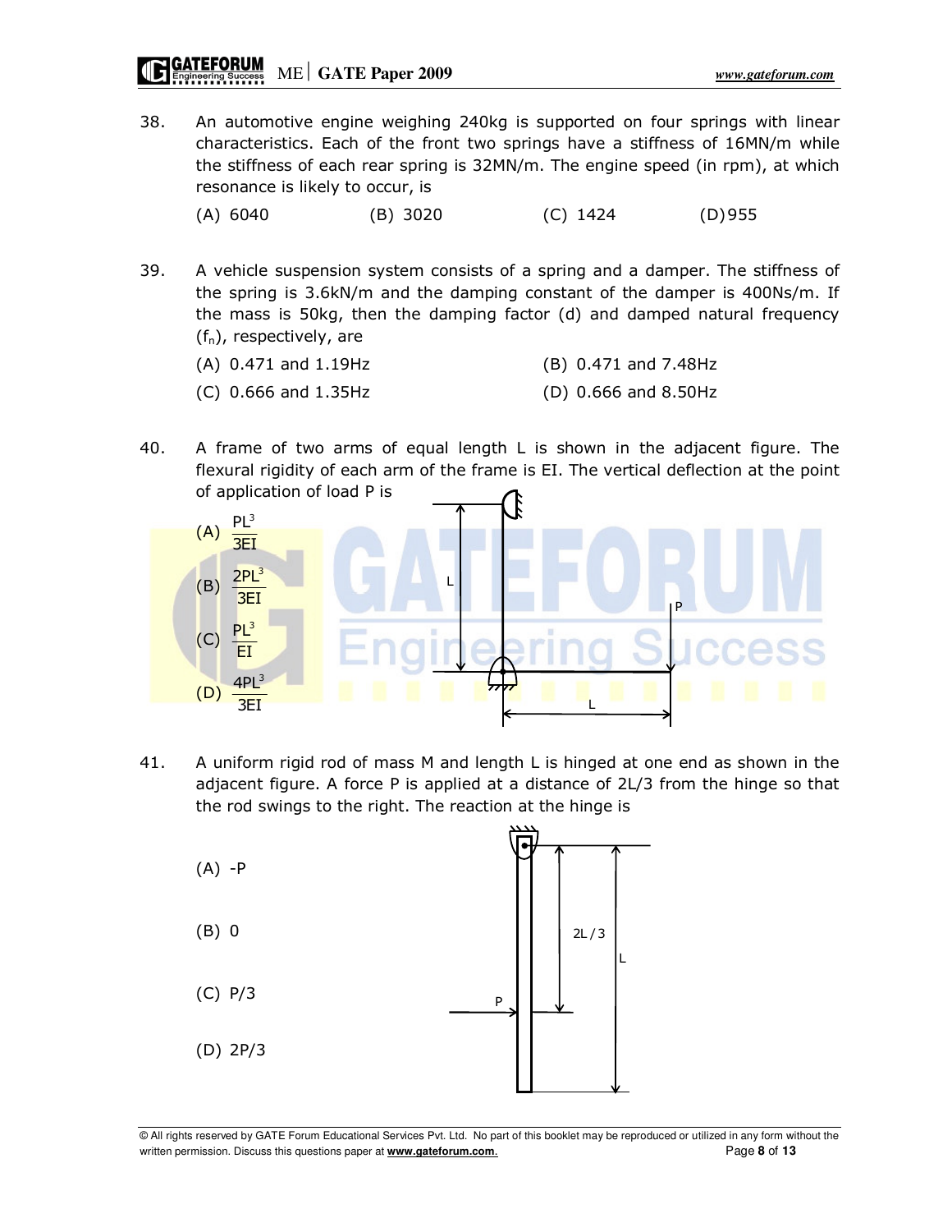38. An automotive engine weighing 240kg is supported on four springs with linear characteristics. Each of the front two springs have a stiffness of 16MN/m while the stiffness of each rear spring is 32MN/m. The engine speed (in rpm), at which resonance is likely to occur, is

    (A) 6040 (B) 3020 (C) 1424 (D) 955

39. A vehicle suspension system consists of a spring and a damper. The stiffness of the spring is 3.6kN/m and the damping constant of the damper is 400Ns/m. If the mass is 50kg, then the damping factor (d) and damped natural frequency ($f_n$), respectively, are

    (A) 0.471 and 1.19Hz (B) 0.471 and 7.48Hz

    (C) 0.666 and 1.35Hz (D) 0.666 and 8.50Hz

40. A frame of two arms of equal length L is shown in the adjacent figure. The flexural rigidity of each arm of the frame is EI. The vertical deflection at the point of application of load P is

    (A) $\frac{PL^3}{3EI}$

    (B) $\frac{2PL^3}{3EI}$

    (C) $\frac{PL^3}{EI}$

    (D) $\frac{4PL^3}{3EI}$

41. A uniform rigid rod of mass M and length L is hinged at one end as shown in the adjacent figure. A force P is applied at a distance of 2L/3 from the hinge so that the rod swings to the right. The reaction at the hinge is

    (A) -P

    (B) 0

    (C) P/3

    (D) 2P/3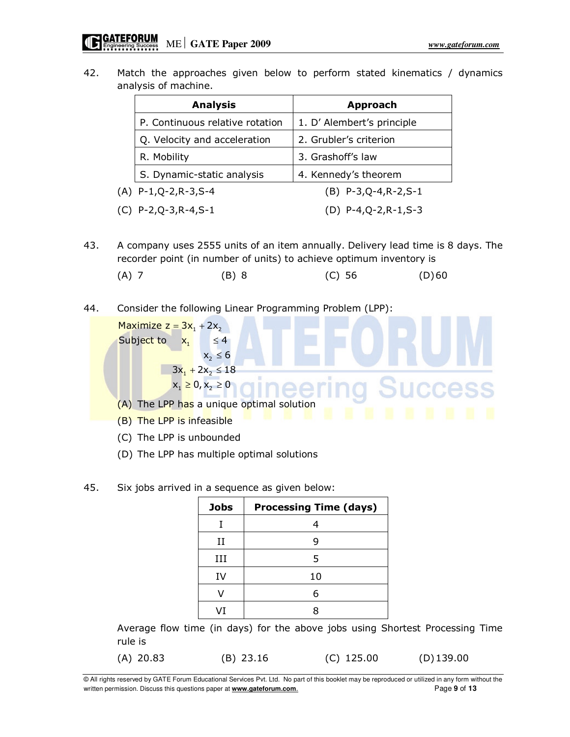42. Match the approaches given below to perform stated kinematics / dynamics analysis of machine.

| Analysis | Approach |
|---|---|
| P. Continuous relative rotation | 1. D' Alembert's principle |
| Q. Velocity and acceleration | 2. Grubler's criterion |
| R. Mobility | 3. Grashoff's law |
| S. Dynamic-static analysis | 4. Kennedy's theorem |

(A) P-1,Q-2,R-3,S-4 (B) P-3,Q-4,R-2,S-1

(C) P-2,Q-3,R-4,S-1 (D) P-4,Q-2,R-1,S-3

43. A company uses 2555 units of an item annually. Delivery lead time is 8 days. The recorder point (in number of units) to achieve optimum inventory is

(A) 7 (B) 8 (C) 56 (D) 60

44. Consider the following Linear Programming Problem (LPP):

Maximize $z = 3x_1 + 2x_2$

Subject to $x_1 \le 4$

$x_2 \le 6$

$3x_1 + 2x_2 \le 18$

$x_1 \ge 0, x_2 \ge 0$

(A) The LPP has a unique optimal solution

(B) The LPP is infeasible

(C) The LPP is unbounded

(D) The LPP has multiple optimal solutions

45. Six jobs arrived in a sequence as given below:

| Jobs | Processing Time (days) |
|---|---|
| I | 4 |
| II | 9 |
| III | 5 |
| IV | 10 |
| V | 6 |
| VI | 8 |

Average flow time (in days) for the above jobs using Shortest Processing Time rule is

(A) 20.83 (B) 23.16 (C) 125.00 (D) 139.00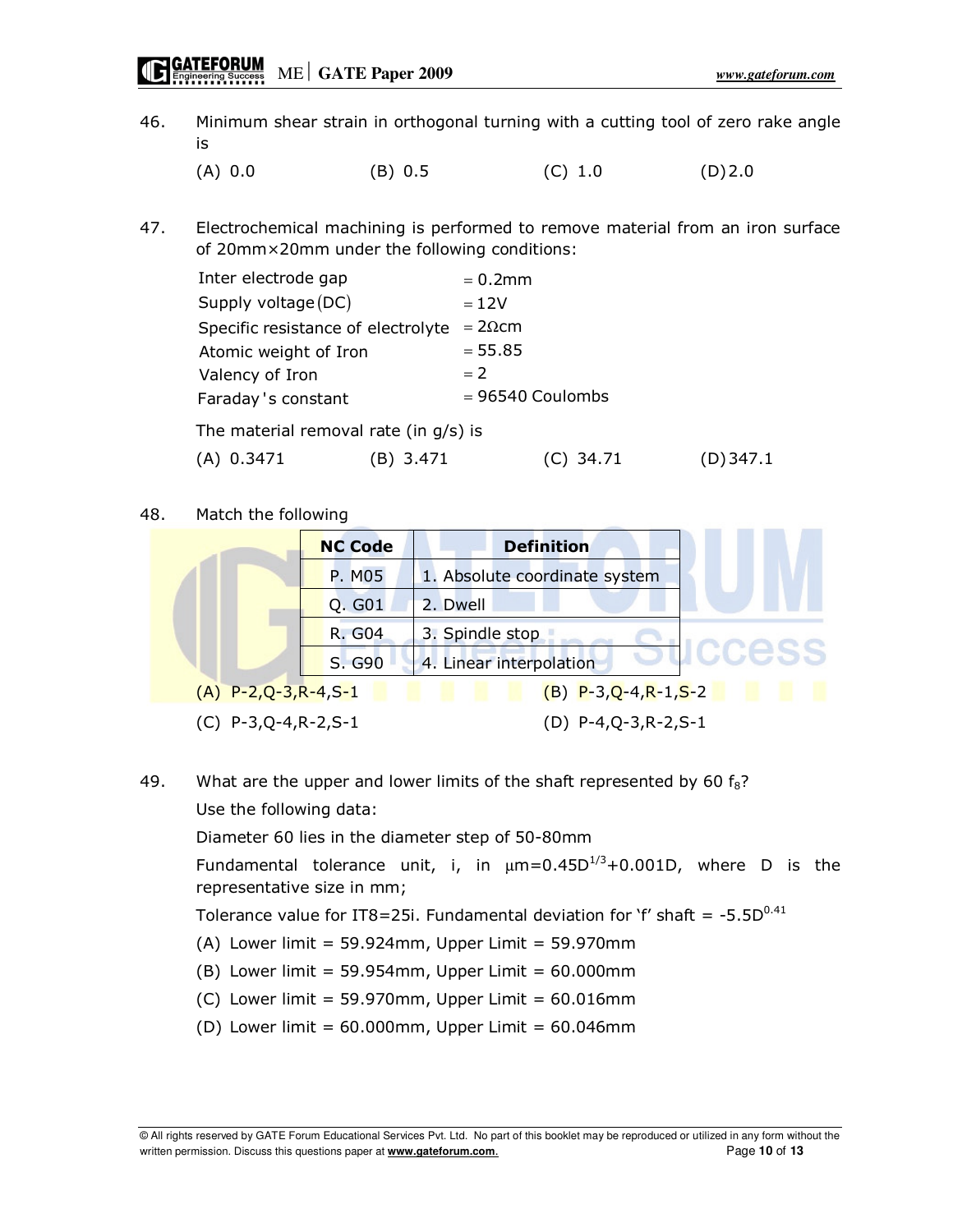46. Minimum shear strain in orthogonal turning with a cutting tool of zero rake angle is

    (A) 0.0 (B) 0.5 (C) 1.0 (D) 2.0

47. Electrochemical machining is performed to remove material from an iron surface of 20mm×20mm under the following conditions:

    | | |
    |---|---|
    | Inter electrode gap | = 0.2mm |
    | Supply voltage (DC) | = 12V |
    | Specific resistance of electrolyte | = 2Ωcm |
    | Atomic weight of Iron | = 55.85 |
    | Valency of Iron | = 2 |
    | Faraday's constant | = 96540 Coulombs |

    The material removal rate (in g/s) is

    (A) 0.3471 (B) 3.471 (C) 34.71 (D) 347.1

48. Match the following

    | NC Code | Definition |
    |---|---|
    | P. M05 | 1. Absolute coordinate system |
    | Q. G01 | 2. Dwell |
    | R. G04 | 3. Spindle stop |
    | S. G90 | 4. Linear interpolation |

    (A) P-2,Q-3,R-4,S-1 (B) P-3,Q-4,R-1,S-2

    (C) P-3,Q-4,R-2,S-1 (D) P-4,Q-3,R-2,S-1

49. What are the upper and lower limits of the shaft represented by 60 $f_8$?

    Use the following data:

    Diameter 60 lies in the diameter step of 50-80mm

    Fundamental tolerance unit, i, in $\mu$m$=0.45D^{1/3}+0.001D$, where D is the representative size in mm;

    Tolerance value for IT8=25i. Fundamental deviation for 'f' shaft = $-5.5D^{0.41}$

    (A) Lower limit = 59.924mm, Upper Limit = 59.970mm

    (B) Lower limit = 59.954mm, Upper Limit = 60.000mm

    (C) Lower limit = 59.970mm, Upper Limit = 60.016mm

    (D) Lower limit = 60.000mm, Upper Limit = 60.046mm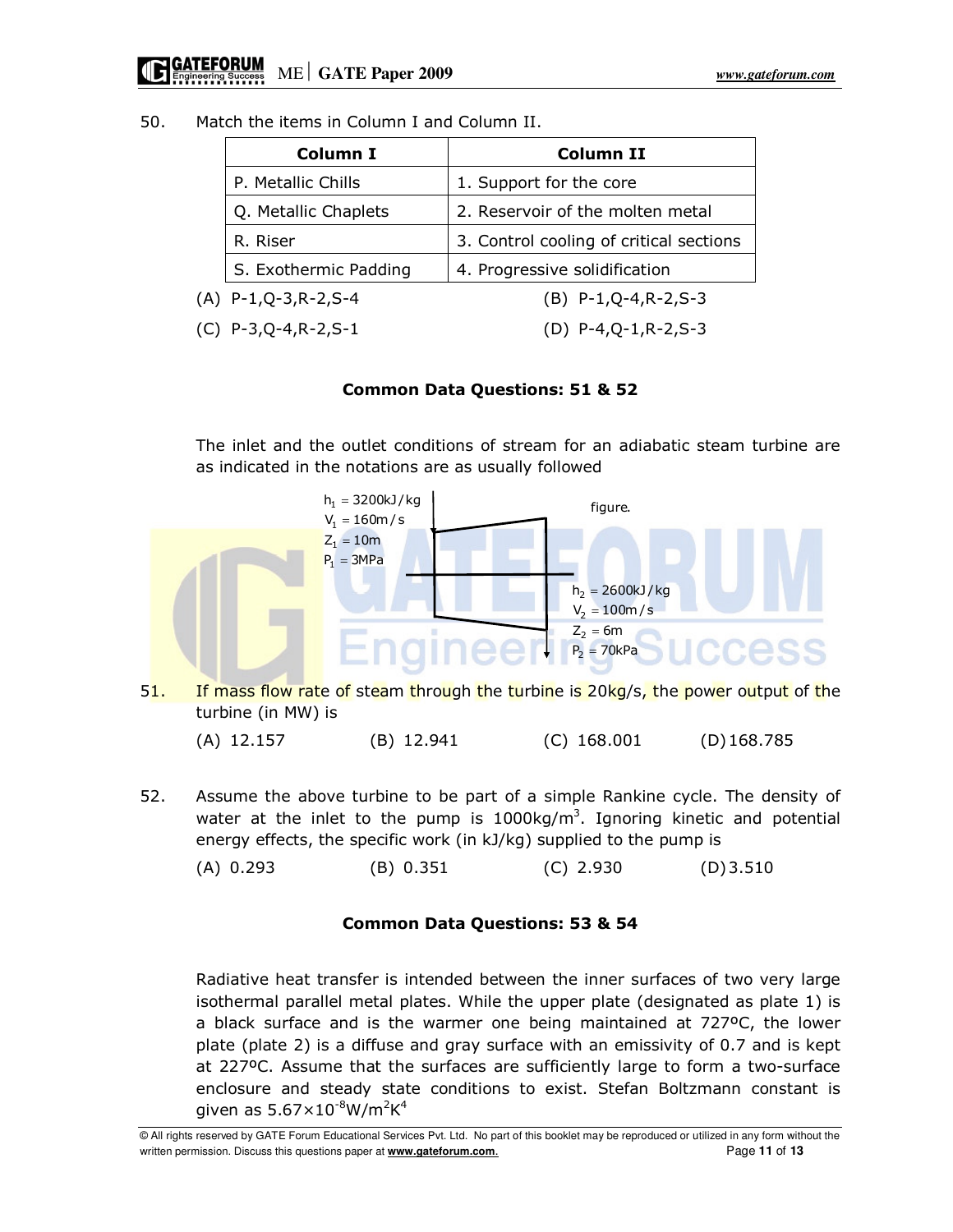50. Match the items in Column I and Column II.

| Column I | Column II |
|---|---|
| P. Metallic Chills | 1. Support for the core |
| Q. Metallic Chaplets | 2. Reservoir of the molten metal |
| R. Riser | 3. Control cooling of critical sections |
| S. Exothermic Padding | 4. Progressive solidification |

(A) P-1,Q-3,R-2,S-4 (B) P-1,Q-4,R-2,S-3

(C) P-3,Q-4,R-2,S-1 (D) P-4,Q-1,R-2,S-3

**Common Data Questions: 51 & 52**

The inlet and the outlet conditions of stream for an adiabatic steam turbine are as indicated in the notations are as usually followed

figure.

$h_1 = 3200 kJ/kg$
$V_1 = 160 m/s$
$Z_1 = 10 m$
$P_1 = 3 MPa$

$h_2 = 2600 kJ/kg$
$V_2 = 100 m/s$
$Z_2 = 6 m$
$P_2 = 70 kPa$

51. If mass flow rate of steam through the turbine is 20kg/s, the power output of the turbine (in MW) is

(A) 12.157 (B) 12.941 (C) 168.001 (D) 168.785

52. Assume the above turbine to be part of a simple Rankine cycle. The density of water at the inlet to the pump is $1000 kg/m^3$. Ignoring kinetic and potential energy effects, the specific work (in kJ/kg) supplied to the pump is

(A) 0.293 (B) 0.351 (C) 2.930 (D) 3.510

**Common Data Questions: 53 & 54**

Radiative heat transfer is intended between the inner surfaces of two very large isothermal parallel metal plates. While the upper plate (designated as plate 1) is a black surface and is the warmer one being maintained at 727ºC, the lower plate (plate 2) is a diffuse and gray surface with an emissivity of 0.7 and is kept at 227ºC. Assume that the surfaces are sufficiently large to form a two-surface enclosure and steady state conditions to exist. Stefan Boltzmann constant is given as $5.67\times10^{-8} W/m^2K^4$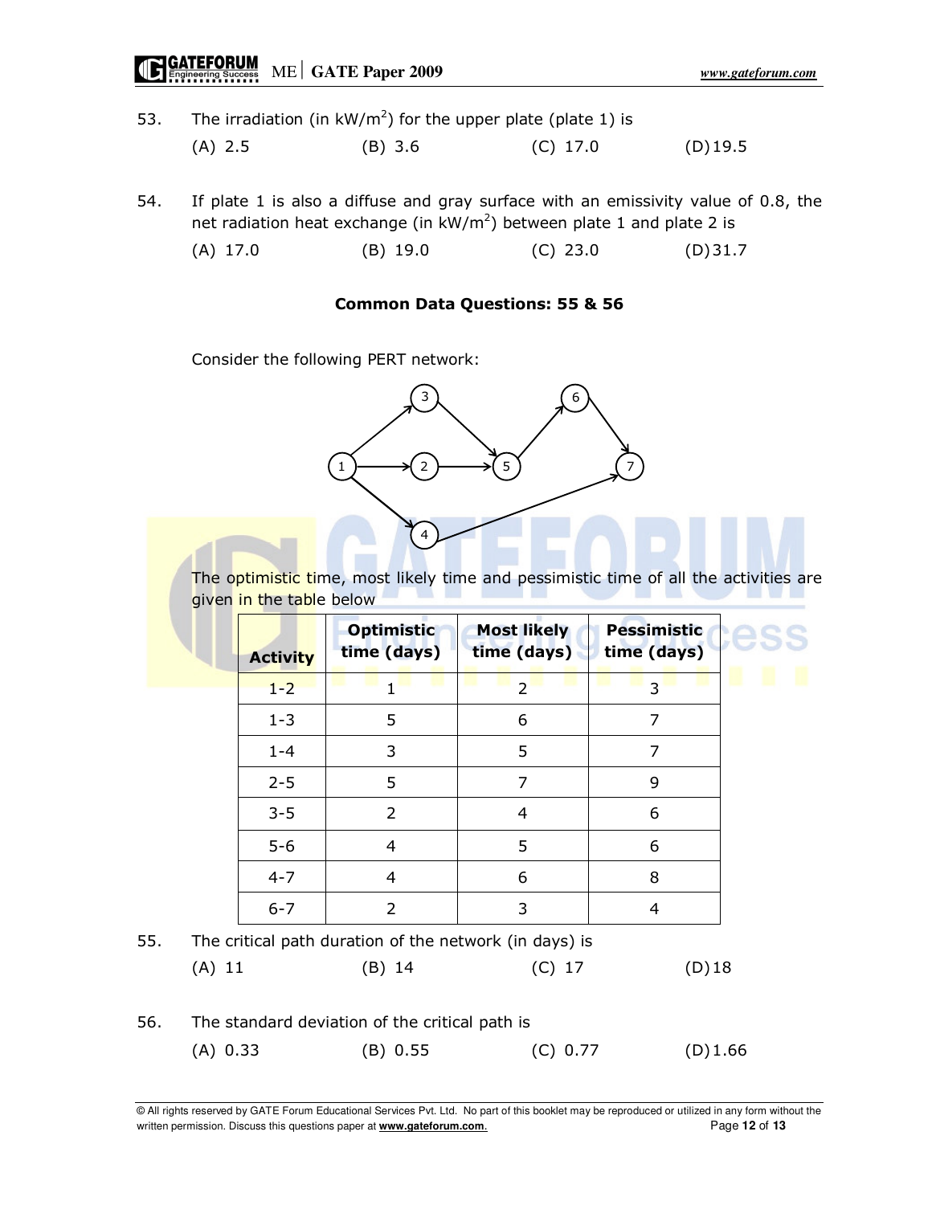53. The irradiation (in $kW/m^2$) for the upper plate (plate 1) is

(A) 2.5 (B) 3.6 (C) 17.0 (D) 19.5

54. If plate 1 is also a diffuse and gray surface with an emissivity value of 0.8, the net radiation heat exchange (in $kW/m^2$) between plate 1 and plate 2 is

(A) 17.0 (B) 19.0 (C) 23.0 (D) 31.7

**Common Data Questions: 55 & 56**

Consider the following PERT network:

The optimistic time, most likely time and pessimistic time of all the activities are given in the table below

| Activity | Optimistic time (days) | Most likely time (days) | Pessimistic time (days) |
|---|---|---|---|
| 1-2 | 1 | 2 | 3 |
| 1-3 | 5 | 6 | 7 |
| 1-4 | 3 | 5 | 7 |
| 2-5 | 5 | 7 | 9 |
| 3-5 | 2 | 4 | 6 |
| 5-6 | 4 | 5 | 6 |
| 4-7 | 4 | 6 | 8 |
| 6-7 | 2 | 3 | 4 |

55. The critical path duration of the network (in days) is

(A) 11 (B) 14 (C) 17 (D) 18

56. The standard deviation of the critical path is

(A) 0.33 (B) 0.55 (C) 0.77 (D) 1.66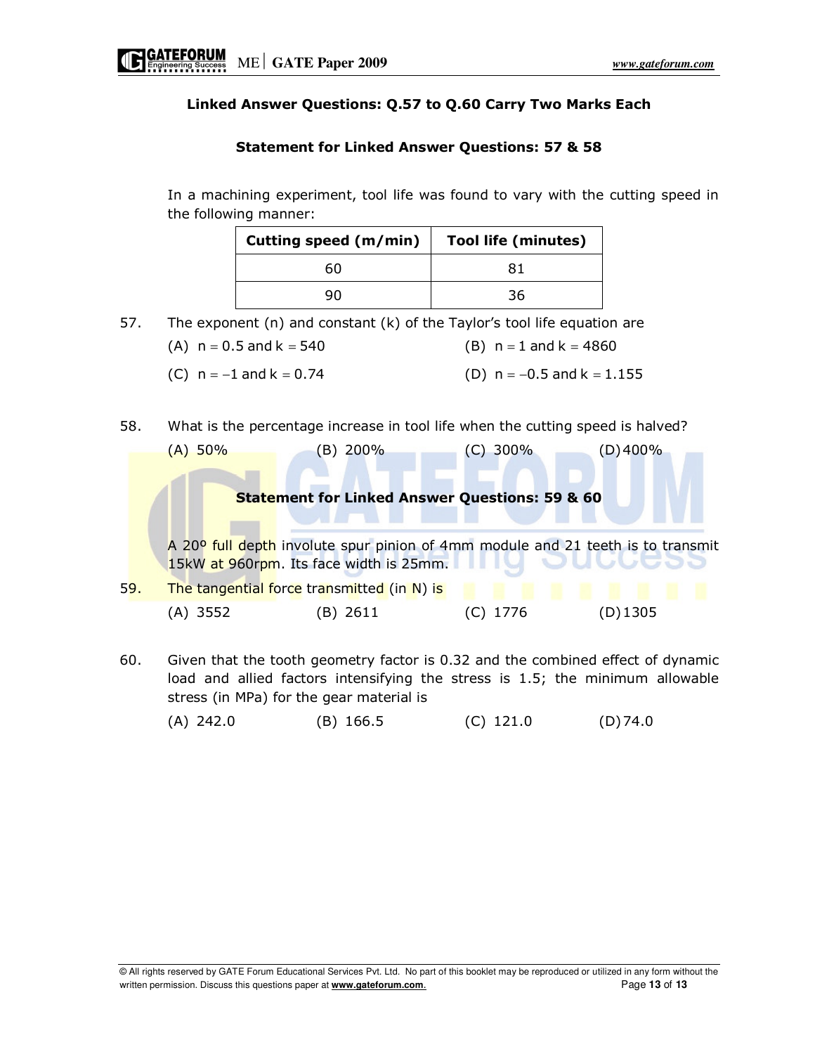### Linked Answer Questions: Q.57 to Q.60 Carry Two Marks Each

**Statement for Linked Answer Questions: 57 & 58**

In a machining experiment, tool life was found to vary with the cutting speed in the following manner:

| Cutting speed (m/min) | Tool life (minutes) |
|---|---|
| 60 | 81 |
| 90 | 36 |

57. The exponent (n) and constant (k) of the Taylor's tool life equation are

    (A) $n = 0.5$ and $k = 540$
    (B) $n = 1$ and $k = 4860$
    (C) $n = -1$ and $k = 0.74$
    (D) $n = -0.5$ and $k = 1.155$

58. What is the percentage increase in tool life when the cutting speed is halved?

    (A) 50%
    (B) 200%
    (C) 300%
    (D) 400%

**Statement for Linked Answer Questions: 59 & 60**

A 20º full depth involute spur pinion of 4mm module and 21 teeth is to transmit 15kW at 960rpm. Its face width is 25mm.

59. The tangential force transmitted (in N) is

    (A) 3552
    (B) 2611
    (C) 1776
    (D) 1305

60. Given that the tooth geometry factor is 0.32 and the combined effect of dynamic load and allied factors intensifying the stress is 1.5; the minimum allowable stress (in MPa) for the gear material is

    (A) 242.0
    (B) 166.5
    (C) 121.0
    (D) 74.0